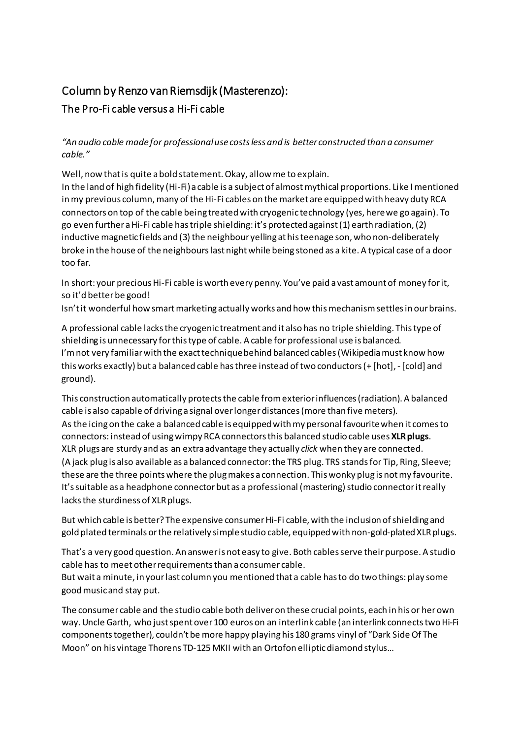## Column by Renzo van Riemsdijk (Masterenzo):

### The Pro-Fi cable versus a Hi-Fi cable

*"An audio cable made for professional use costs less and is better constructed than a consumer cable."*

Well, now that is quite a bold statement. Okay, allow me to explain.
In the land of high fidelity (Hi-Fi) a cable is a subject of almost mythical proportions. Like I mentioned in my previous column, many of the Hi-Fi cables on the market are equipped with heavy duty RCA connectors on top of the cable being treated with cryogenic technology (yes, here we go again). To go even further a Hi-Fi cable has triple shielding: it's protected against (1) earth radiation, (2) inductive magnetic fields and (3) the neighbour yelling at his teenage son, who non-deliberately broke in the house of the neighbours last night while being stoned as a kite. A typical case of a door too far.

In short: your precious Hi-Fi cable is worth every penny. You've paid a vast amount of money for it, so it'd better be good!
Isn't it wonderful how smart marketing actually works and how this mechanism settles in our brains.

A professional cable lacks the cryogenic treatment and it also has no triple shielding. This type of shielding is unnecessary for this type of cable. A cable for professional use is balanced.
I'm not very familiar with the exact technique behind balanced cables (Wikipedia must know how this works exactly) but a balanced cable has three instead of two conductors (+ [hot], - [cold] and ground).

This construction automatically protects the cable from exterior influences (radiation). A balanced cable is also capable of driving a signal over longer distances (more than five meters).
As the icing on the cake a balanced cable is equipped with my personal favourite when it comes to connectors: instead of using wimpy RCA connectors this balanced studio cable uses **XLR plugs**.
XLR plugs are sturdy and as an extra advantage they actually *click* when they are connected.
(A jack plug is also available as a balanced connector: the TRS plug. TRS stands for Tip, Ring, Sleeve; these are the three points where the plug makes a connection. This wonky plug is not my favourite. It's suitable as a headphone connector but as a professional (mastering) studio connector it really lacks the sturdiness of XLR plugs.

But which cable is better? The expensive consumer Hi-Fi cable, with the inclusion of shielding and gold plated terminals or the relatively simple studio cable, equipped with non-gold-plated XLR plugs.

That's a very good question. An answer is not easy to give. Both cables serve their purpose. A studio cable has to meet other requirements than a consumer cable.
But wait a minute, in your last column you mentioned that a cable has to do two things: play some good music and stay put.

The consumer cable and the studio cable both deliver on these crucial points, each in his or her own way. Uncle Garth, who just spent over 100 euros on an interlink cable (an interlink connects two Hi-Fi components together), couldn't be more happy playing his 180 grams vinyl of "Dark Side Of The Moon" on his vintage Thorens TD-125 MKII with an Ortofon elliptic diamond stylus…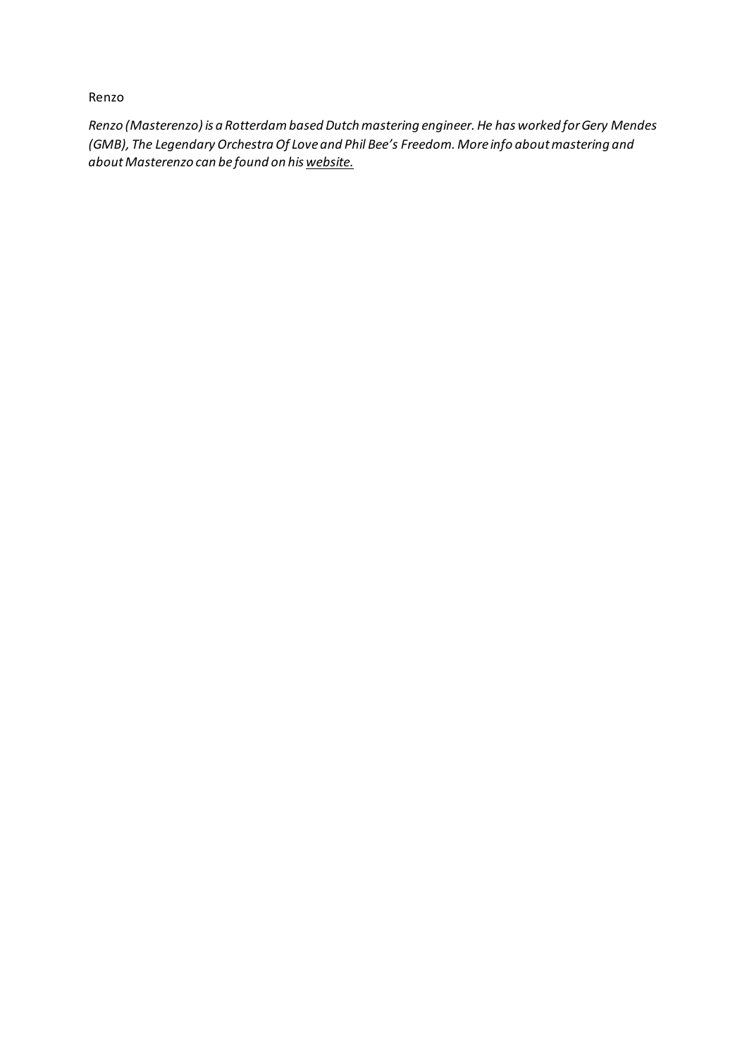Renzo

*Renzo (Masterenzo) is a Rotterdam based Dutch mastering engineer. He has worked for Gery Mendes (GMB), The Legendary Orchestra Of Love and Phil Bee's Freedom. More info about mastering and about Masterenzo can be found on his website.*